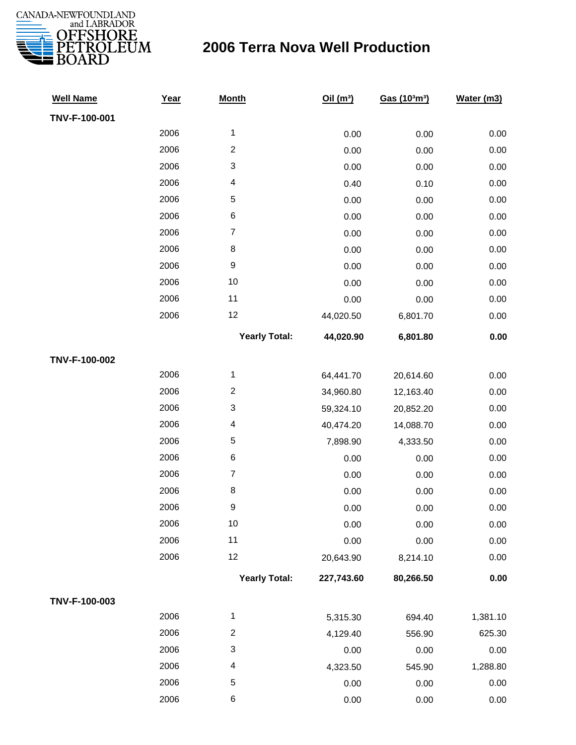CANADA-NEWFOUNDLAND and LABRADOR OFFSHORE PETROLEUM BOARD

# 2006 Terra Nova Well Production

| Well Name | Year | Month | Oil ($m^3$) | Gas ($10^3m^3$) | Water (m3) |
|---|---|---|---|---|---|
| **TNV-F-100-001** | | | | | |
| | 2006 | 1 | 0.00 | 0.00 | 0.00 |
| | 2006 | 2 | 0.00 | 0.00 | 0.00 |
| | 2006 | 3 | 0.00 | 0.00 | 0.00 |
| | 2006 | 4 | 0.40 | 0.10 | 0.00 |
| | 2006 | 5 | 0.00 | 0.00 | 0.00 |
| | 2006 | 6 | 0.00 | 0.00 | 0.00 |
| | 2006 | 7 | 0.00 | 0.00 | 0.00 |
| | 2006 | 8 | 0.00 | 0.00 | 0.00 |
| | 2006 | 9 | 0.00 | 0.00 | 0.00 |
| | 2006 | 10 | 0.00 | 0.00 | 0.00 |
| | 2006 | 11 | 0.00 | 0.00 | 0.00 |
| | 2006 | 12 | 44,020.50 | 6,801.70 | 0.00 |
| | | **Yearly Total:** | **44,020.90** | **6,801.80** | **0.00** |
| **TNV-F-100-002** | | | | | |
| | 2006 | 1 | 64,441.70 | 20,614.60 | 0.00 |
| | 2006 | 2 | 34,960.80 | 12,163.40 | 0.00 |
| | 2006 | 3 | 59,324.10 | 20,852.20 | 0.00 |
| | 2006 | 4 | 40,474.20 | 14,088.70 | 0.00 |
| | 2006 | 5 | 7,898.90 | 4,333.50 | 0.00 |
| | 2006 | 6 | 0.00 | 0.00 | 0.00 |
| | 2006 | 7 | 0.00 | 0.00 | 0.00 |
| | 2006 | 8 | 0.00 | 0.00 | 0.00 |
| | 2006 | 9 | 0.00 | 0.00 | 0.00 |
| | 2006 | 10 | 0.00 | 0.00 | 0.00 |
| | 2006 | 11 | 0.00 | 0.00 | 0.00 |
| | 2006 | 12 | 20,643.90 | 8,214.10 | 0.00 |
| | | **Yearly Total:** | **227,743.60** | **80,266.50** | **0.00** |
| **TNV-F-100-003** | | | | | |
| | 2006 | 1 | 5,315.30 | 694.40 | 1,381.10 |
| | 2006 | 2 | 4,129.40 | 556.90 | 625.30 |
| | 2006 | 3 | 0.00 | 0.00 | 0.00 |
| | 2006 | 4 | 4,323.50 | 545.90 | 1,288.80 |
| | 2006 | 5 | 0.00 | 0.00 | 0.00 |
| | 2006 | 6 | 0.00 | 0.00 | 0.00 |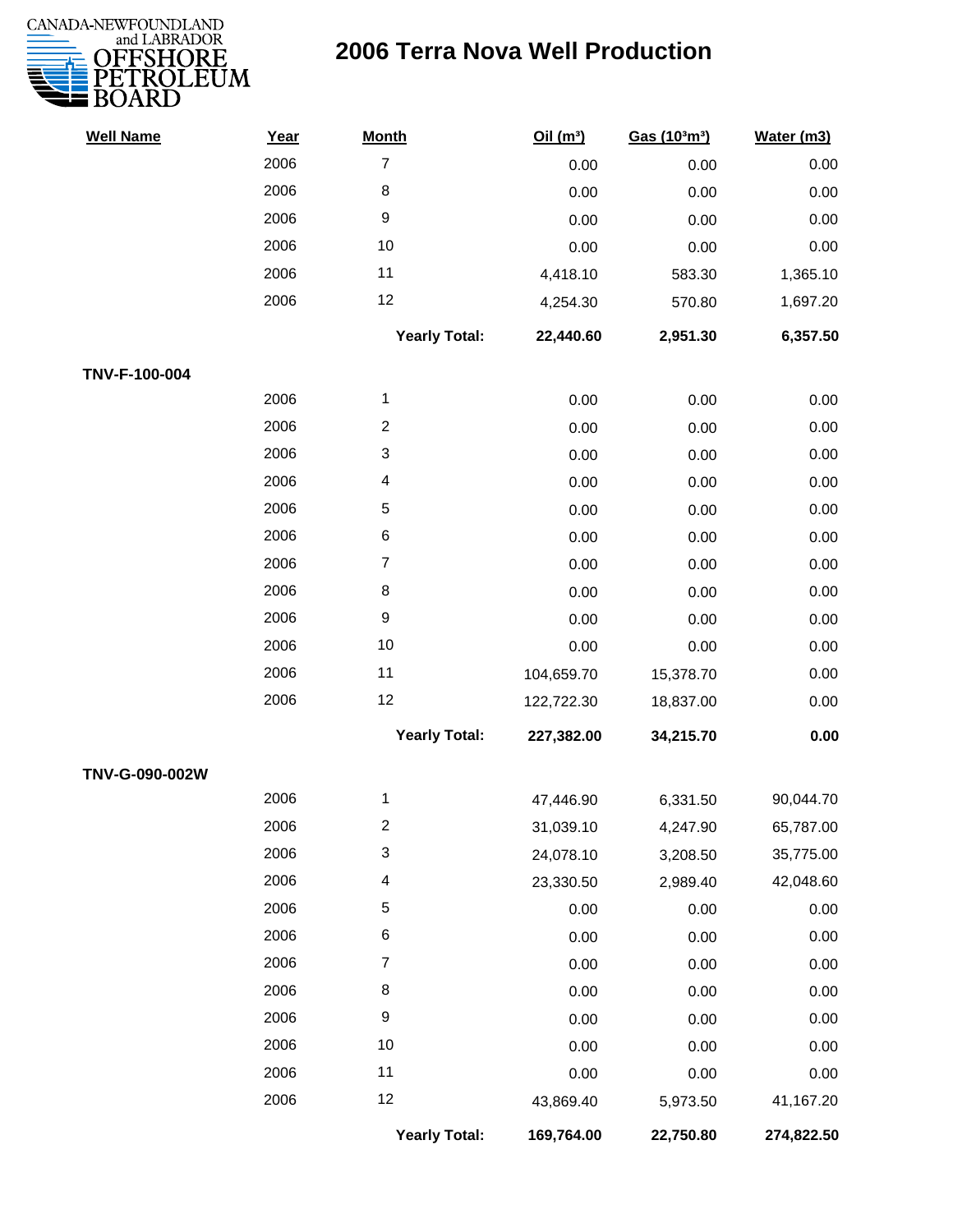# 2006 Terra Nova Well Production

| Well Name | Year | Month | Oil (m³) | Gas (10³m³) | Water (m3) |
|---|---|---|---|---|---|
| | 2006 | 7 | 0.00 | 0.00 | 0.00 |
| | 2006 | 8 | 0.00 | 0.00 | 0.00 |
| | 2006 | 9 | 0.00 | 0.00 | 0.00 |
| | 2006 | 10 | 0.00 | 0.00 | 0.00 |
| | 2006 | 11 | 4,418.10 | 583.30 | 1,365.10 |
| | 2006 | 12 | 4,254.30 | 570.80 | 1,697.20 |
| | | **Yearly Total:** | **22,440.60** | **2,951.30** | **6,357.50** |
| **TNV-F-100-004** | | | | | |
| | 2006 | 1 | 0.00 | 0.00 | 0.00 |
| | 2006 | 2 | 0.00 | 0.00 | 0.00 |
| | 2006 | 3 | 0.00 | 0.00 | 0.00 |
| | 2006 | 4 | 0.00 | 0.00 | 0.00 |
| | 2006 | 5 | 0.00 | 0.00 | 0.00 |
| | 2006 | 6 | 0.00 | 0.00 | 0.00 |
| | 2006 | 7 | 0.00 | 0.00 | 0.00 |
| | 2006 | 8 | 0.00 | 0.00 | 0.00 |
| | 2006 | 9 | 0.00 | 0.00 | 0.00 |
| | 2006 | 10 | 0.00 | 0.00 | 0.00 |
| | 2006 | 11 | 104,659.70 | 15,378.70 | 0.00 |
| | 2006 | 12 | 122,722.30 | 18,837.00 | 0.00 |
| | | **Yearly Total:** | **227,382.00** | **34,215.70** | **0.00** |
| **TNV-G-090-002W** | | | | | |
| | 2006 | 1 | 47,446.90 | 6,331.50 | 90,044.70 |
| | 2006 | 2 | 31,039.10 | 4,247.90 | 65,787.00 |
| | 2006 | 3 | 24,078.10 | 3,208.50 | 35,775.00 |
| | 2006 | 4 | 23,330.50 | 2,989.40 | 42,048.60 |
| | 2006 | 5 | 0.00 | 0.00 | 0.00 |
| | 2006 | 6 | 0.00 | 0.00 | 0.00 |
| | 2006 | 7 | 0.00 | 0.00 | 0.00 |
| | 2006 | 8 | 0.00 | 0.00 | 0.00 |
| | 2006 | 9 | 0.00 | 0.00 | 0.00 |
| | 2006 | 10 | 0.00 | 0.00 | 0.00 |
| | 2006 | 11 | 0.00 | 0.00 | 0.00 |
| | 2006 | 12 | 43,869.40 | 5,973.50 | 41,167.20 |
| | | **Yearly Total:** | **169,764.00** | **22,750.80** | **274,822.50** |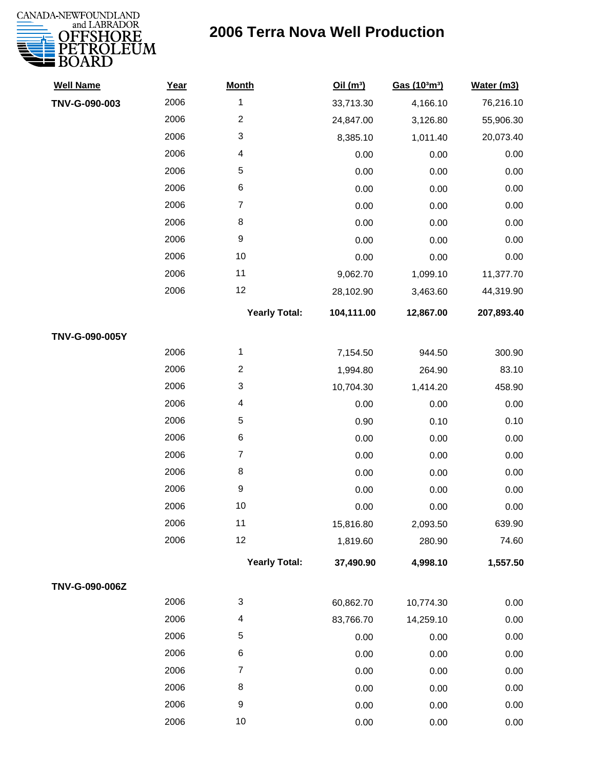# 2006 Terra Nova Well Production

CANADA-NEWFOUNDLAND and LABRADOR OFFSHORE PETROLEUM BOARD

| Well Name | Year | Month | Oil ($m^3$) | Gas ($10^3m^3$) | Water (m3) |
|---|---|---|---|---|---|
| TNV-G-090-003 | 2006 | 1 | 33,713.30 | 4,166.10 | 76,216.10 |
| | 2006 | 2 | 24,847.00 | 3,126.80 | 55,906.30 |
| | 2006 | 3 | 8,385.10 | 1,011.40 | 20,073.40 |
| | 2006 | 4 | 0.00 | 0.00 | 0.00 |
| | 2006 | 5 | 0.00 | 0.00 | 0.00 |
| | 2006 | 6 | 0.00 | 0.00 | 0.00 |
| | 2006 | 7 | 0.00 | 0.00 | 0.00 |
| | 2006 | 8 | 0.00 | 0.00 | 0.00 |
| | 2006 | 9 | 0.00 | 0.00 | 0.00 |
| | 2006 | 10 | 0.00 | 0.00 | 0.00 |
| | 2006 | 11 | 9,062.70 | 1,099.10 | 11,377.70 |
| | 2006 | 12 | 28,102.90 | 3,463.60 | 44,319.90 |
| | | **Yearly Total:** | **104,111.00** | **12,867.00** | **207,893.40** |
| TNV-G-090-005Y | | | | | |
| | 2006 | 1 | 7,154.50 | 944.50 | 300.90 |
| | 2006 | 2 | 1,994.80 | 264.90 | 83.10 |
| | 2006 | 3 | 10,704.30 | 1,414.20 | 458.90 |
| | 2006 | 4 | 0.00 | 0.00 | 0.00 |
| | 2006 | 5 | 0.90 | 0.10 | 0.10 |
| | 2006 | 6 | 0.00 | 0.00 | 0.00 |
| | 2006 | 7 | 0.00 | 0.00 | 0.00 |
| | 2006 | 8 | 0.00 | 0.00 | 0.00 |
| | 2006 | 9 | 0.00 | 0.00 | 0.00 |
| | 2006 | 10 | 0.00 | 0.00 | 0.00 |
| | 2006 | 11 | 15,816.80 | 2,093.50 | 639.90 |
| | 2006 | 12 | 1,819.60 | 280.90 | 74.60 |
| | | **Yearly Total:** | **37,490.90** | **4,998.10** | **1,557.50** |
| TNV-G-090-006Z | | | | | |
| | 2006 | 3 | 60,862.70 | 10,774.30 | 0.00 |
| | 2006 | 4 | 83,766.70 | 14,259.10 | 0.00 |
| | 2006 | 5 | 0.00 | 0.00 | 0.00 |
| | 2006 | 6 | 0.00 | 0.00 | 0.00 |
| | 2006 | 7 | 0.00 | 0.00 | 0.00 |
| | 2006 | 8 | 0.00 | 0.00 | 0.00 |
| | 2006 | 9 | 0.00 | 0.00 | 0.00 |
| | 2006 | 10 | 0.00 | 0.00 | 0.00 |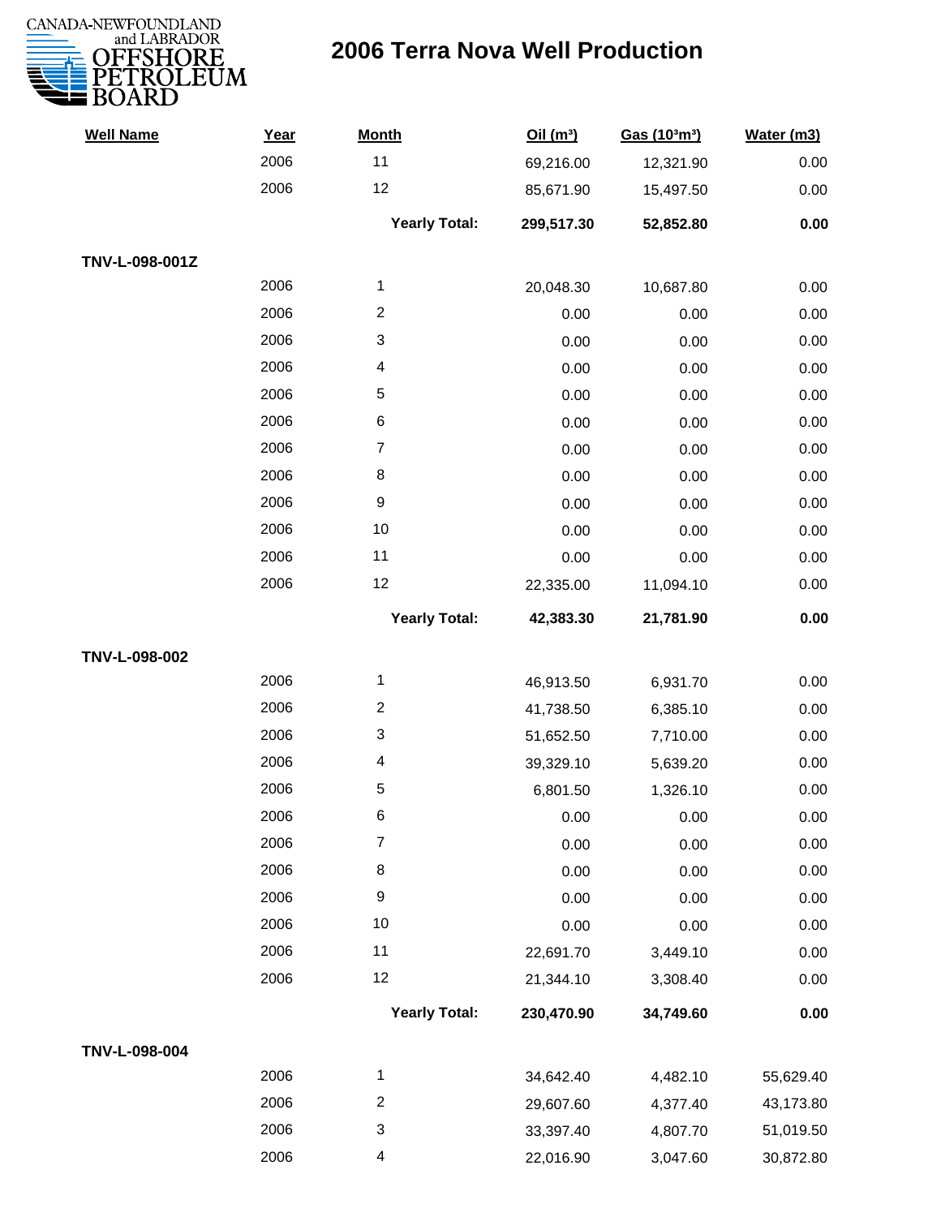# 2006 Terra Nova Well Production

| Well Name | Year | Month | Oil (m³) | Gas (10³m³) | Water (m3) |
|---|---|---|---|---|---|
| | 2006 | 11 | 69,216.00 | 12,321.90 | 0.00 |
| | 2006 | 12 | 85,671.90 | 15,497.50 | 0.00 |
| | | **Yearly Total:** | **299,517.30** | **52,852.80** | **0.00** |
| **TNV-L-098-001Z** | | | | | |
| | 2006 | 1 | 20,048.30 | 10,687.80 | 0.00 |
| | 2006 | 2 | 0.00 | 0.00 | 0.00 |
| | 2006 | 3 | 0.00 | 0.00 | 0.00 |
| | 2006 | 4 | 0.00 | 0.00 | 0.00 |
| | 2006 | 5 | 0.00 | 0.00 | 0.00 |
| | 2006 | 6 | 0.00 | 0.00 | 0.00 |
| | 2006 | 7 | 0.00 | 0.00 | 0.00 |
| | 2006 | 8 | 0.00 | 0.00 | 0.00 |
| | 2006 | 9 | 0.00 | 0.00 | 0.00 |
| | 2006 | 10 | 0.00 | 0.00 | 0.00 |
| | 2006 | 11 | 0.00 | 0.00 | 0.00 |
| | 2006 | 12 | 22,335.00 | 11,094.10 | 0.00 |
| | | **Yearly Total:** | **42,383.30** | **21,781.90** | **0.00** |
| **TNV-L-098-002** | | | | | |
| | 2006 | 1 | 46,913.50 | 6,931.70 | 0.00 |
| | 2006 | 2 | 41,738.50 | 6,385.10 | 0.00 |
| | 2006 | 3 | 51,652.50 | 7,710.00 | 0.00 |
| | 2006 | 4 | 39,329.10 | 5,639.20 | 0.00 |
| | 2006 | 5 | 6,801.50 | 1,326.10 | 0.00 |
| | 2006 | 6 | 0.00 | 0.00 | 0.00 |
| | 2006 | 7 | 0.00 | 0.00 | 0.00 |
| | 2006 | 8 | 0.00 | 0.00 | 0.00 |
| | 2006 | 9 | 0.00 | 0.00 | 0.00 |
| | 2006 | 10 | 0.00 | 0.00 | 0.00 |
| | 2006 | 11 | 22,691.70 | 3,449.10 | 0.00 |
| | 2006 | 12 | 21,344.10 | 3,308.40 | 0.00 |
| | | **Yearly Total:** | **230,470.90** | **34,749.60** | **0.00** |
| **TNV-L-098-004** | | | | | |
| | 2006 | 1 | 34,642.40 | 4,482.10 | 55,629.40 |
| | 2006 | 2 | 29,607.60 | 4,377.40 | 43,173.80 |
| | 2006 | 3 | 33,397.40 | 4,807.70 | 51,019.50 |
| | 2006 | 4 | 22,016.90 | 3,047.60 | 30,872.80 |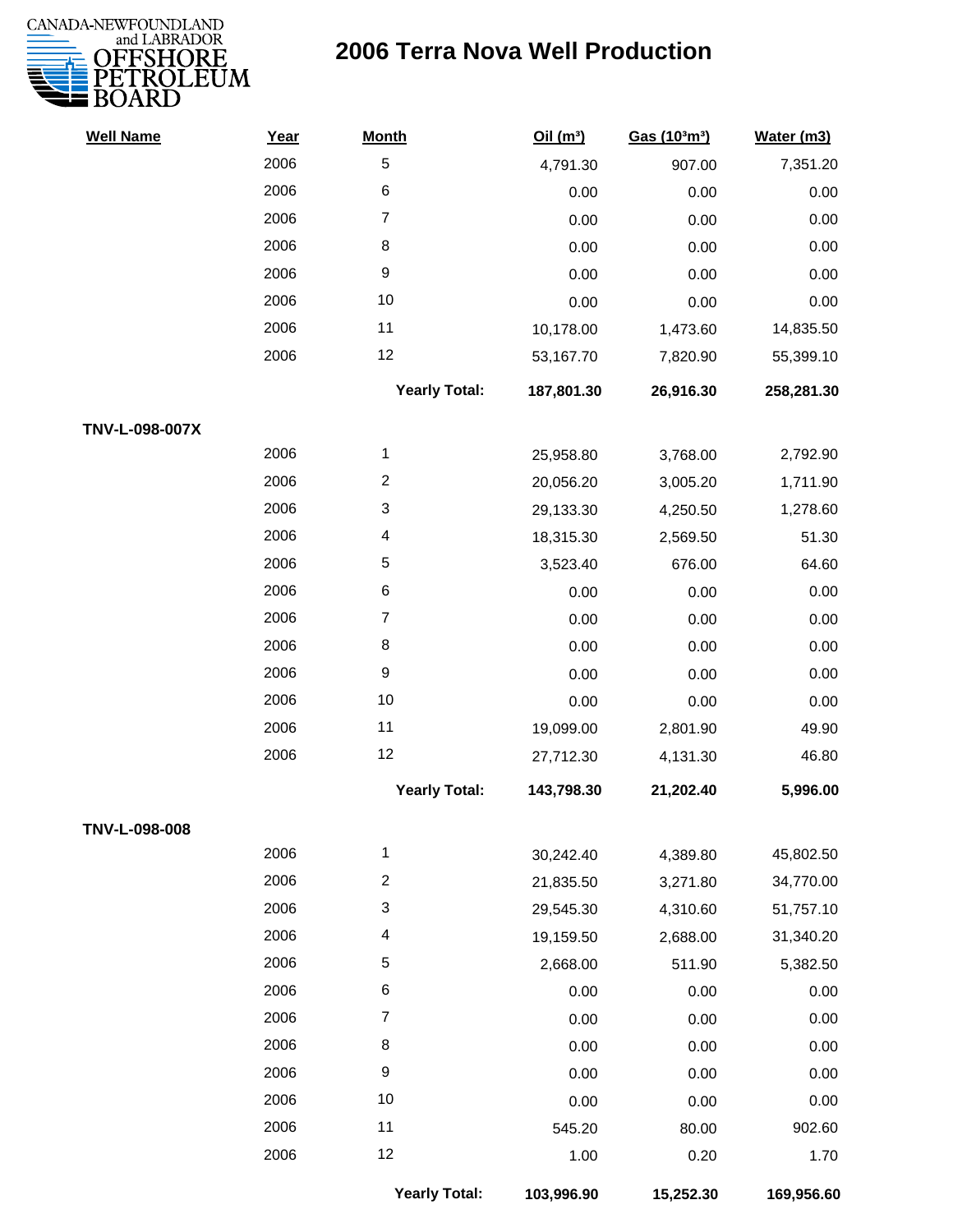# 2006 Terra Nova Well Production

| Well Name | Year | Month | Oil ($m^3$) | Gas ($10^3m^3$) | Water (m3) |
|---|---|---|---|---|---|
| | 2006 | 5 | 4,791.30 | 907.00 | 7,351.20 |
| | 2006 | 6 | 0.00 | 0.00 | 0.00 |
| | 2006 | 7 | 0.00 | 0.00 | 0.00 |
| | 2006 | 8 | 0.00 | 0.00 | 0.00 |
| | 2006 | 9 | 0.00 | 0.00 | 0.00 |
| | 2006 | 10 | 0.00 | 0.00 | 0.00 |
| | 2006 | 11 | 10,178.00 | 1,473.60 | 14,835.50 |
| | 2006 | 12 | 53,167.70 | 7,820.90 | 55,399.10 |
| | | **Yearly Total:** | **187,801.30** | **26,916.30** | **258,281.30** |
| **TNV-L-098-007X** | | | | | |
| | 2006 | 1 | 25,958.80 | 3,768.00 | 2,792.90 |
| | 2006 | 2 | 20,056.20 | 3,005.20 | 1,711.90 |
| | 2006 | 3 | 29,133.30 | 4,250.50 | 1,278.60 |
| | 2006 | 4 | 18,315.30 | 2,569.50 | 51.30 |
| | 2006 | 5 | 3,523.40 | 676.00 | 64.60 |
| | 2006 | 6 | 0.00 | 0.00 | 0.00 |
| | 2006 | 7 | 0.00 | 0.00 | 0.00 |
| | 2006 | 8 | 0.00 | 0.00 | 0.00 |
| | 2006 | 9 | 0.00 | 0.00 | 0.00 |
| | 2006 | 10 | 0.00 | 0.00 | 0.00 |
| | 2006 | 11 | 19,099.00 | 2,801.90 | 49.90 |
| | 2006 | 12 | 27,712.30 | 4,131.30 | 46.80 |
| | | **Yearly Total:** | **143,798.30** | **21,202.40** | **5,996.00** |
| **TNV-L-098-008** | | | | | |
| | 2006 | 1 | 30,242.40 | 4,389.80 | 45,802.50 |
| | 2006 | 2 | 21,835.50 | 3,271.80 | 34,770.00 |
| | 2006 | 3 | 29,545.30 | 4,310.60 | 51,757.10 |
| | 2006 | 4 | 19,159.50 | 2,688.00 | 31,340.20 |
| | 2006 | 5 | 2,668.00 | 511.90 | 5,382.50 |
| | 2006 | 6 | 0.00 | 0.00 | 0.00 |
| | 2006 | 7 | 0.00 | 0.00 | 0.00 |
| | 2006 | 8 | 0.00 | 0.00 | 0.00 |
| | 2006 | 9 | 0.00 | 0.00 | 0.00 |
| | 2006 | 10 | 0.00 | 0.00 | 0.00 |
| | 2006 | 11 | 545.20 | 80.00 | 902.60 |
| | 2006 | 12 | 1.00 | 0.20 | 1.70 |
| | | **Yearly Total:** | **103,996.90** | **15,252.30** | **169,956.60** |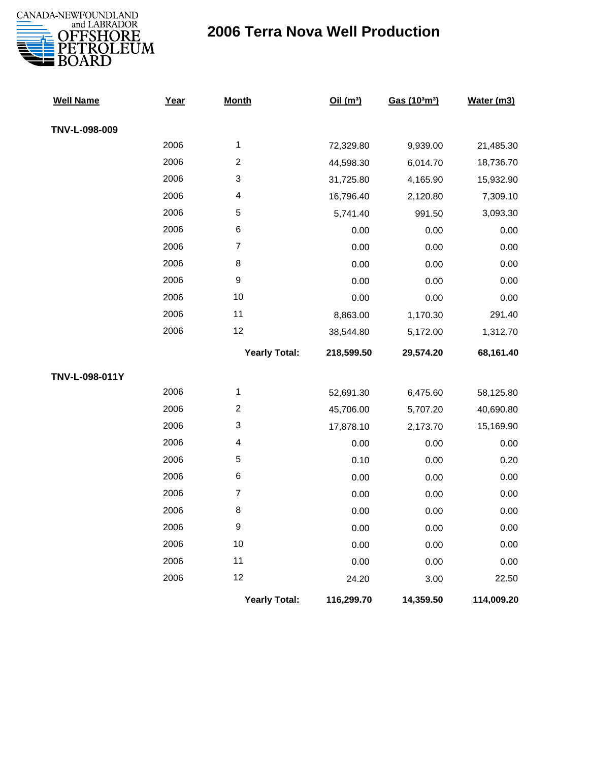# 2006 Terra Nova Well Production

| Well Name | Year | Month | Oil ($m^3$) | Gas ($10^3m^3$) | Water (m3) |
|---|---|---|---|---|---|
| **TNV-L-098-009** | | | | | |
| | 2006 | 1 | 72,329.80 | 9,939.00 | 21,485.30 |
| | 2006 | 2 | 44,598.30 | 6,014.70 | 18,736.70 |
| | 2006 | 3 | 31,725.80 | 4,165.90 | 15,932.90 |
| | 2006 | 4 | 16,796.40 | 2,120.80 | 7,309.10 |
| | 2006 | 5 | 5,741.40 | 991.50 | 3,093.30 |
| | 2006 | 6 | 0.00 | 0.00 | 0.00 |
| | 2006 | 7 | 0.00 | 0.00 | 0.00 |
| | 2006 | 8 | 0.00 | 0.00 | 0.00 |
| | 2006 | 9 | 0.00 | 0.00 | 0.00 |
| | 2006 | 10 | 0.00 | 0.00 | 0.00 |
| | 2006 | 11 | 8,863.00 | 1,170.30 | 291.40 |
| | 2006 | 12 | 38,544.80 | 5,172.00 | 1,312.70 |
| | | **Yearly Total:** | **218,599.50** | **29,574.20** | **68,161.40** |
| **TNV-L-098-011Y** | | | | | |
| | 2006 | 1 | 52,691.30 | 6,475.60 | 58,125.80 |
| | 2006 | 2 | 45,706.00 | 5,707.20 | 40,690.80 |
| | 2006 | 3 | 17,878.10 | 2,173.70 | 15,169.90 |
| | 2006 | 4 | 0.00 | 0.00 | 0.00 |
| | 2006 | 5 | 0.10 | 0.00 | 0.20 |
| | 2006 | 6 | 0.00 | 0.00 | 0.00 |
| | 2006 | 7 | 0.00 | 0.00 | 0.00 |
| | 2006 | 8 | 0.00 | 0.00 | 0.00 |
| | 2006 | 9 | 0.00 | 0.00 | 0.00 |
| | 2006 | 10 | 0.00 | 0.00 | 0.00 |
| | 2006 | 11 | 0.00 | 0.00 | 0.00 |
| | 2006 | 12 | 24.20 | 3.00 | 22.50 |
| | | **Yearly Total:** | **116,299.70** | **14,359.50** | **114,009.20** |